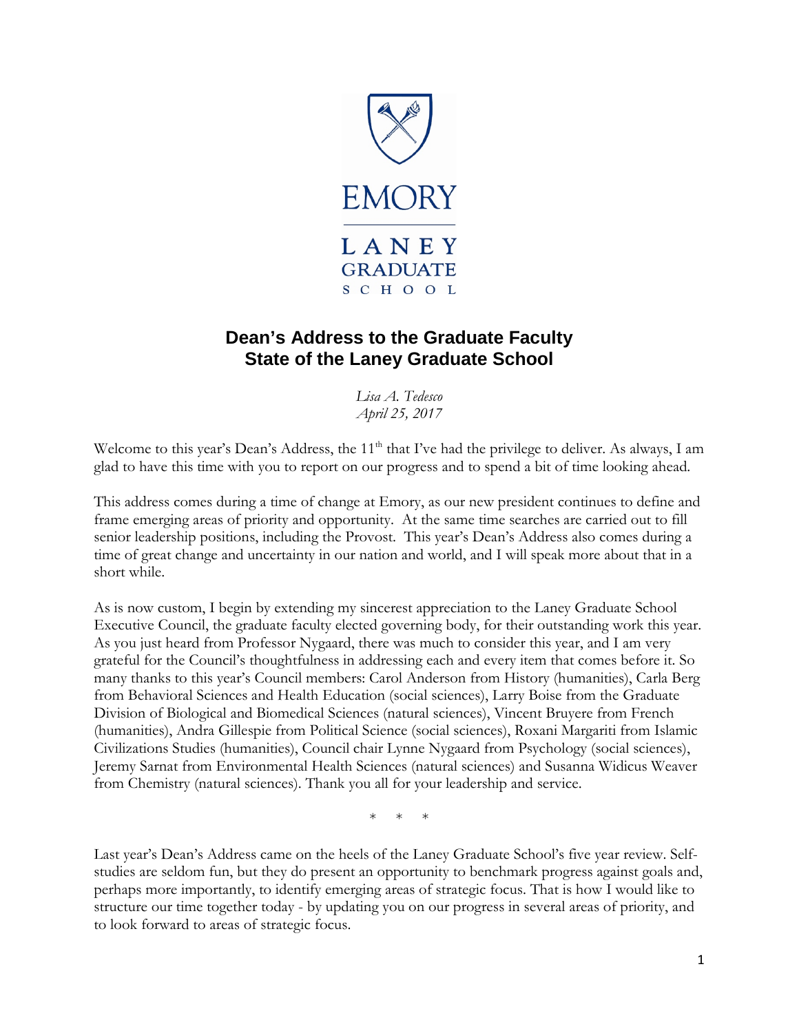EMORY

LANEY GRADUATE SCHOOL

# Dean's Address to the Graduate Faculty
# State of the Laney Graduate School

*Lisa A. Tedesco*
*April 25, 2017*

Welcome to this year's Dean's Address, the 11th that I've had the privilege to deliver. As always, I am glad to have this time with you to report on our progress and to spend a bit of time looking ahead.

This address comes during a time of change at Emory, as our new president continues to define and frame emerging areas of priority and opportunity. At the same time searches are carried out to fill senior leadership positions, including the Provost. This year's Dean's Address also comes during a time of great change and uncertainty in our nation and world, and I will speak more about that in a short while.

As is now custom, I begin by extending my sincerest appreciation to the Laney Graduate School Executive Council, the graduate faculty elected governing body, for their outstanding work this year. As you just heard from Professor Nygaard, there was much to consider this year, and I am very grateful for the Council's thoughtfulness in addressing each and every item that comes before it. So many thanks to this year's Council members: Carol Anderson from History (humanities), Carla Berg from Behavioral Sciences and Health Education (social sciences), Larry Boise from the Graduate Division of Biological and Biomedical Sciences (natural sciences), Vincent Bruyere from French (humanities), Andra Gillespie from Political Science (social sciences), Roxani Margariti from Islamic Civilizations Studies (humanities), Council chair Lynne Nygaard from Psychology (social sciences), Jeremy Sarnat from Environmental Health Sciences (natural sciences) and Susanna Widicus Weaver from Chemistry (natural sciences). Thank you all for your leadership and service.

\* \* \*

Last year's Dean's Address came on the heels of the Laney Graduate School's five year review. Self-studies are seldom fun, but they do present an opportunity to benchmark progress against goals and, perhaps more importantly, to identify emerging areas of strategic focus. That is how I would like to structure our time together today - by updating you on our progress in several areas of priority, and to look forward to areas of strategic focus.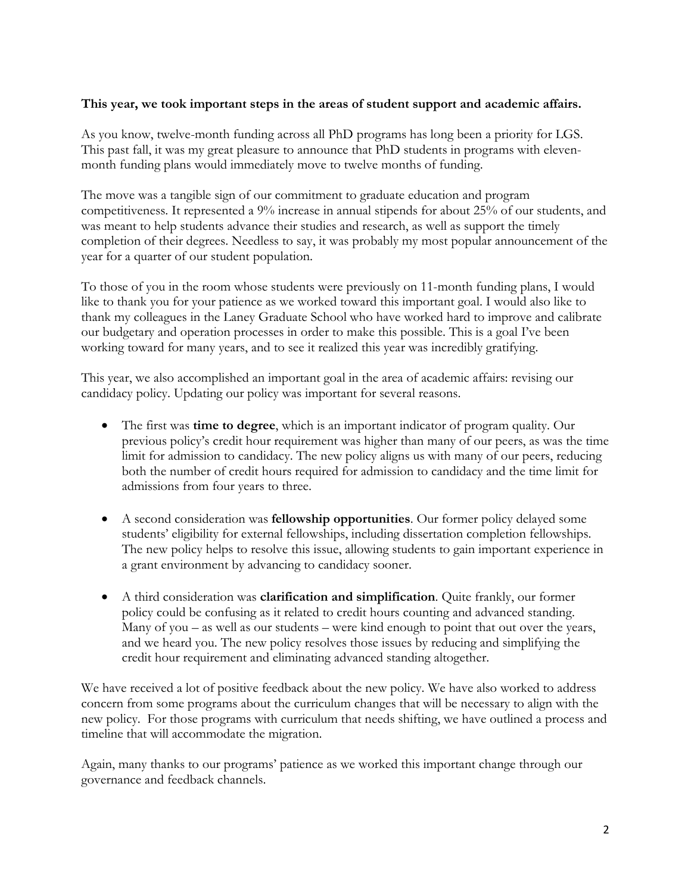**This year, we took important steps in the areas of student support and academic affairs.**

As you know, twelve-month funding across all PhD programs has long been a priority for LGS. This past fall, it was my great pleasure to announce that PhD students in programs with eleven-month funding plans would immediately move to twelve months of funding.

The move was a tangible sign of our commitment to graduate education and program competitiveness. It represented a 9% increase in annual stipends for about 25% of our students, and was meant to help students advance their studies and research, as well as support the timely completion of their degrees. Needless to say, it was probably my most popular announcement of the year for a quarter of our student population.

To those of you in the room whose students were previously on 11-month funding plans, I would like to thank you for your patience as we worked toward this important goal. I would also like to thank my colleagues in the Laney Graduate School who have worked hard to improve and calibrate our budgetary and operation processes in order to make this possible. This is a goal I've been working toward for many years, and to see it realized this year was incredibly gratifying.

This year, we also accomplished an important goal in the area of academic affairs: revising our candidacy policy. Updating our policy was important for several reasons.

- The first was **time to degree**, which is an important indicator of program quality. Our previous policy's credit hour requirement was higher than many of our peers, as was the time limit for admission to candidacy. The new policy aligns us with many of our peers, reducing both the number of credit hours required for admission to candidacy and the time limit for admissions from four years to three.

- A second consideration was **fellowship opportunities**. Our former policy delayed some students' eligibility for external fellowships, including dissertation completion fellowships. The new policy helps to resolve this issue, allowing students to gain important experience in a grant environment by advancing to candidacy sooner.

- A third consideration was **clarification and simplification**. Quite frankly, our former policy could be confusing as it related to credit hours counting and advanced standing. Many of you – as well as our students – were kind enough to point that out over the years, and we heard you. The new policy resolves those issues by reducing and simplifying the credit hour requirement and eliminating advanced standing altogether.

We have received a lot of positive feedback about the new policy. We have also worked to address concern from some programs about the curriculum changes that will be necessary to align with the new policy. For those programs with curriculum that needs shifting, we have outlined a process and timeline that will accommodate the migration.

Again, many thanks to our programs' patience as we worked this important change through our governance and feedback channels.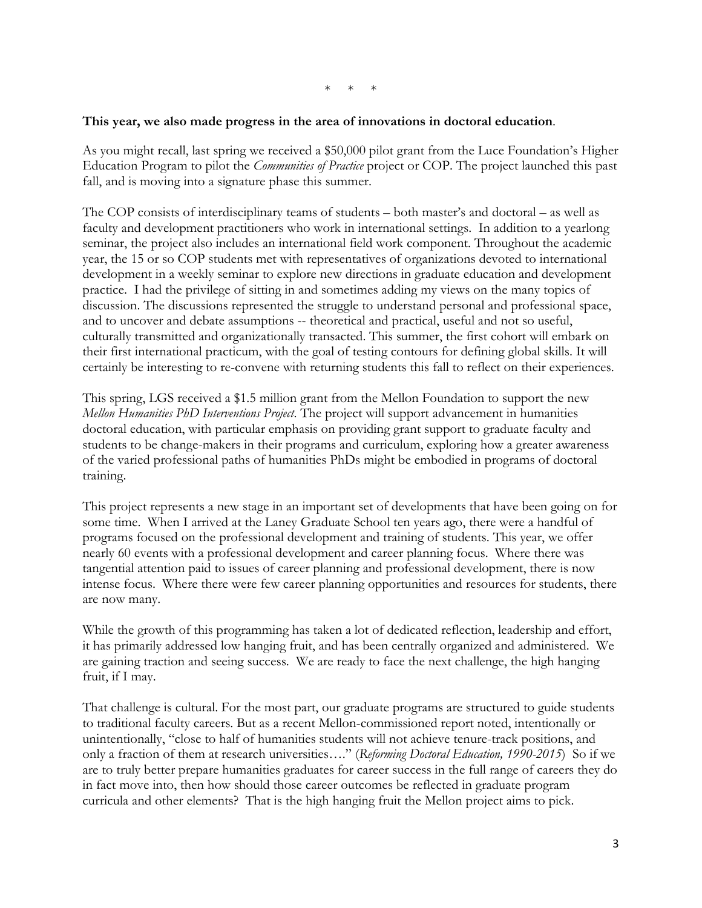\*   \*   \*

**This year, we also made progress in the area of innovations in doctoral education**.

As you might recall, last spring we received a $50,000 pilot grant from the Luce Foundation's Higher Education Program to pilot the *Communities of Practice* project or COP. The project launched this past fall, and is moving into a signature phase this summer.

The COP consists of interdisciplinary teams of students – both master's and doctoral – as well as faculty and development practitioners who work in international settings. In addition to a yearlong seminar, the project also includes an international field work component. Throughout the academic year, the 15 or so COP students met with representatives of organizations devoted to international development in a weekly seminar to explore new directions in graduate education and development practice. I had the privilege of sitting in and sometimes adding my views on the many topics of discussion. The discussions represented the struggle to understand personal and professional space, and to uncover and debate assumptions -- theoretical and practical, useful and not so useful, culturally transmitted and organizationally transacted. This summer, the first cohort will embark on their first international practicum, with the goal of testing contours for defining global skills. It will certainly be interesting to re-convene with returning students this fall to reflect on their experiences.

This spring, LGS received a $1.5 million grant from the Mellon Foundation to support the new *Mellon Humanities PhD Interventions Project*. The project will support advancement in humanities doctoral education, with particular emphasis on providing grant support to graduate faculty and students to be change-makers in their programs and curriculum, exploring how a greater awareness of the varied professional paths of humanities PhDs might be embodied in programs of doctoral training.

This project represents a new stage in an important set of developments that have been going on for some time. When I arrived at the Laney Graduate School ten years ago, there were a handful of programs focused on the professional development and training of students. This year, we offer nearly 60 events with a professional development and career planning focus. Where there was tangential attention paid to issues of career planning and professional development, there is now intense focus. Where there were few career planning opportunities and resources for students, there are now many.

While the growth of this programming has taken a lot of dedicated reflection, leadership and effort, it has primarily addressed low hanging fruit, and has been centrally organized and administered. We are gaining traction and seeing success. We are ready to face the next challenge, the high hanging fruit, if I may.

That challenge is cultural. For the most part, our graduate programs are structured to guide students to traditional faculty careers. But as a recent Mellon-commissioned report noted, intentionally or unintentionally, "close to half of humanities students will not achieve tenure-track positions, and only a fraction of them at research universities…." (*Reforming Doctoral Education, 1990-2015*) So if we are to truly better prepare humanities graduates for career success in the full range of careers they do in fact move into, then how should those career outcomes be reflected in graduate program curricula and other elements? That is the high hanging fruit the Mellon project aims to pick.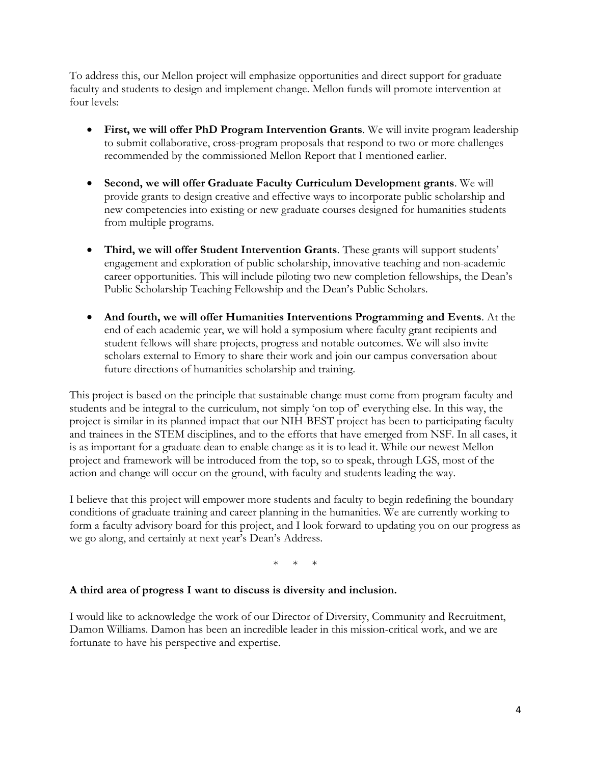To address this, our Mellon project will emphasize opportunities and direct support for graduate faculty and students to design and implement change. Mellon funds will promote intervention at four levels:

- **First, we will offer PhD Program Intervention Grants**. We will invite program leadership to submit collaborative, cross-program proposals that respond to two or more challenges recommended by the commissioned Mellon Report that I mentioned earlier.

- **Second, we will offer Graduate Faculty Curriculum Development grants**. We will provide grants to design creative and effective ways to incorporate public scholarship and new competencies into existing or new graduate courses designed for humanities students from multiple programs.

- **Third, we will offer Student Intervention Grants**. These grants will support students' engagement and exploration of public scholarship, innovative teaching and non-academic career opportunities. This will include piloting two new completion fellowships, the Dean's Public Scholarship Teaching Fellowship and the Dean's Public Scholars.

- **And fourth, we will offer Humanities Interventions Programming and Events**. At the end of each academic year, we will hold a symposium where faculty grant recipients and student fellows will share projects, progress and notable outcomes. We will also invite scholars external to Emory to share their work and join our campus conversation about future directions of humanities scholarship and training.

This project is based on the principle that sustainable change must come from program faculty and students and be integral to the curriculum, not simply 'on top of' everything else. In this way, the project is similar in its planned impact that our NIH-BEST project has been to participating faculty and trainees in the STEM disciplines, and to the efforts that have emerged from NSF. In all cases, it is as important for a graduate dean to enable change as it is to lead it. While our newest Mellon project and framework will be introduced from the top, so to speak, through LGS, most of the action and change will occur on the ground, with faculty and students leading the way.

I believe that this project will empower more students and faculty to begin redefining the boundary conditions of graduate training and career planning in the humanities. We are currently working to form a faculty advisory board for this project, and I look forward to updating you on our progress as we go along, and certainly at next year's Dean's Address.

\* \* \*

**A third area of progress I want to discuss is diversity and inclusion.**

I would like to acknowledge the work of our Director of Diversity, Community and Recruitment, Damon Williams. Damon has been an incredible leader in this mission-critical work, and we are fortunate to have his perspective and expertise.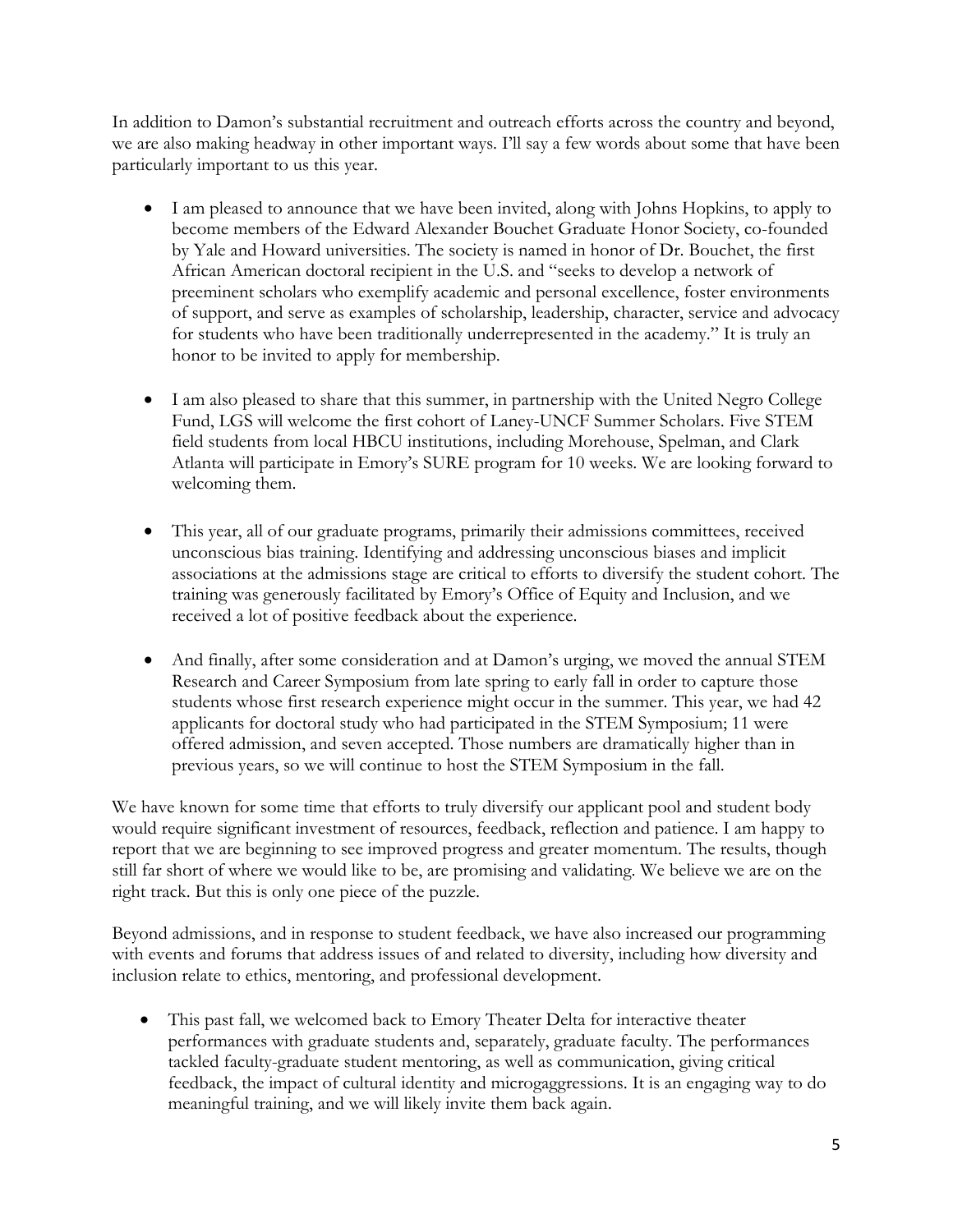In addition to Damon's substantial recruitment and outreach efforts across the country and beyond, we are also making headway in other important ways. I'll say a few words about some that have been particularly important to us this year.

- I am pleased to announce that we have been invited, along with Johns Hopkins, to apply to become members of the Edward Alexander Bouchet Graduate Honor Society, co-founded by Yale and Howard universities. The society is named in honor of Dr. Bouchet, the first African American doctoral recipient in the U.S. and "seeks to develop a network of preeminent scholars who exemplify academic and personal excellence, foster environments of support, and serve as examples of scholarship, leadership, character, service and advocacy for students who have been traditionally underrepresented in the academy." It is truly an honor to be invited to apply for membership.

- I am also pleased to share that this summer, in partnership with the United Negro College Fund, LGS will welcome the first cohort of Laney-UNCF Summer Scholars. Five STEM field students from local HBCU institutions, including Morehouse, Spelman, and Clark Atlanta will participate in Emory's SURE program for 10 weeks. We are looking forward to welcoming them.

- This year, all of our graduate programs, primarily their admissions committees, received unconscious bias training. Identifying and addressing unconscious biases and implicit associations at the admissions stage are critical to efforts to diversify the student cohort. The training was generously facilitated by Emory's Office of Equity and Inclusion, and we received a lot of positive feedback about the experience.

- And finally, after some consideration and at Damon's urging, we moved the annual STEM Research and Career Symposium from late spring to early fall in order to capture those students whose first research experience might occur in the summer. This year, we had 42 applicants for doctoral study who had participated in the STEM Symposium; 11 were offered admission, and seven accepted. Those numbers are dramatically higher than in previous years, so we will continue to host the STEM Symposium in the fall.

We have known for some time that efforts to truly diversify our applicant pool and student body would require significant investment of resources, feedback, reflection and patience. I am happy to report that we are beginning to see improved progress and greater momentum. The results, though still far short of where we would like to be, are promising and validating. We believe we are on the right track. But this is only one piece of the puzzle.

Beyond admissions, and in response to student feedback, we have also increased our programming with events and forums that address issues of and related to diversity, including how diversity and inclusion relate to ethics, mentoring, and professional development.

- This past fall, we welcomed back to Emory Theater Delta for interactive theater performances with graduate students and, separately, graduate faculty. The performances tackled faculty-graduate student mentoring, as well as communication, giving critical feedback, the impact of cultural identity and microgaggressions. It is an engaging way to do meaningful training, and we will likely invite them back again.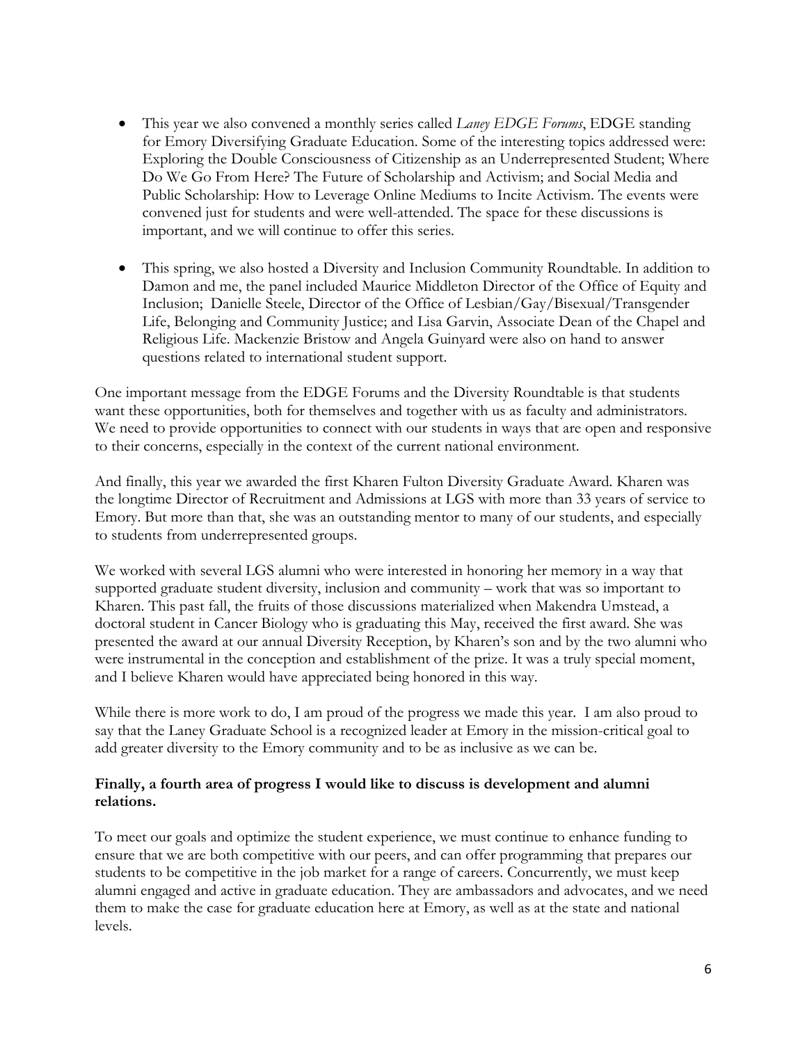- This year we also convened a monthly series called *Laney EDGE Forums*, EDGE standing for Emory Diversifying Graduate Education. Some of the interesting topics addressed were: Exploring the Double Consciousness of Citizenship as an Underrepresented Student; Where Do We Go From Here? The Future of Scholarship and Activism; and Social Media and Public Scholarship: How to Leverage Online Mediums to Incite Activism. The events were convened just for students and were well-attended. The space for these discussions is important, and we will continue to offer this series.

- This spring, we also hosted a Diversity and Inclusion Community Roundtable. In addition to Damon and me, the panel included Maurice Middleton Director of the Office of Equity and Inclusion; Danielle Steele, Director of the Office of Lesbian/Gay/Bisexual/Transgender Life, Belonging and Community Justice; and Lisa Garvin, Associate Dean of the Chapel and Religious Life. Mackenzie Bristow and Angela Guinyard were also on hand to answer questions related to international student support.

One important message from the EDGE Forums and the Diversity Roundtable is that students want these opportunities, both for themselves and together with us as faculty and administrators. We need to provide opportunities to connect with our students in ways that are open and responsive to their concerns, especially in the context of the current national environment.

And finally, this year we awarded the first Kharen Fulton Diversity Graduate Award. Kharen was the longtime Director of Recruitment and Admissions at LGS with more than 33 years of service to Emory. But more than that, she was an outstanding mentor to many of our students, and especially to students from underrepresented groups.

We worked with several LGS alumni who were interested in honoring her memory in a way that supported graduate student diversity, inclusion and community – work that was so important to Kharen. This past fall, the fruits of those discussions materialized when Makendra Umstead, a doctoral student in Cancer Biology who is graduating this May, received the first award. She was presented the award at our annual Diversity Reception, by Kharen's son and by the two alumni who were instrumental in the conception and establishment of the prize. It was a truly special moment, and I believe Kharen would have appreciated being honored in this way.

While there is more work to do, I am proud of the progress we made this year. I am also proud to say that the Laney Graduate School is a recognized leader at Emory in the mission-critical goal to add greater diversity to the Emory community and to be as inclusive as we can be.

**Finally, a fourth area of progress I would like to discuss is development and alumni relations.**

To meet our goals and optimize the student experience, we must continue to enhance funding to ensure that we are both competitive with our peers, and can offer programming that prepares our students to be competitive in the job market for a range of careers. Concurrently, we must keep alumni engaged and active in graduate education. They are ambassadors and advocates, and we need them to make the case for graduate education here at Emory, as well as at the state and national levels.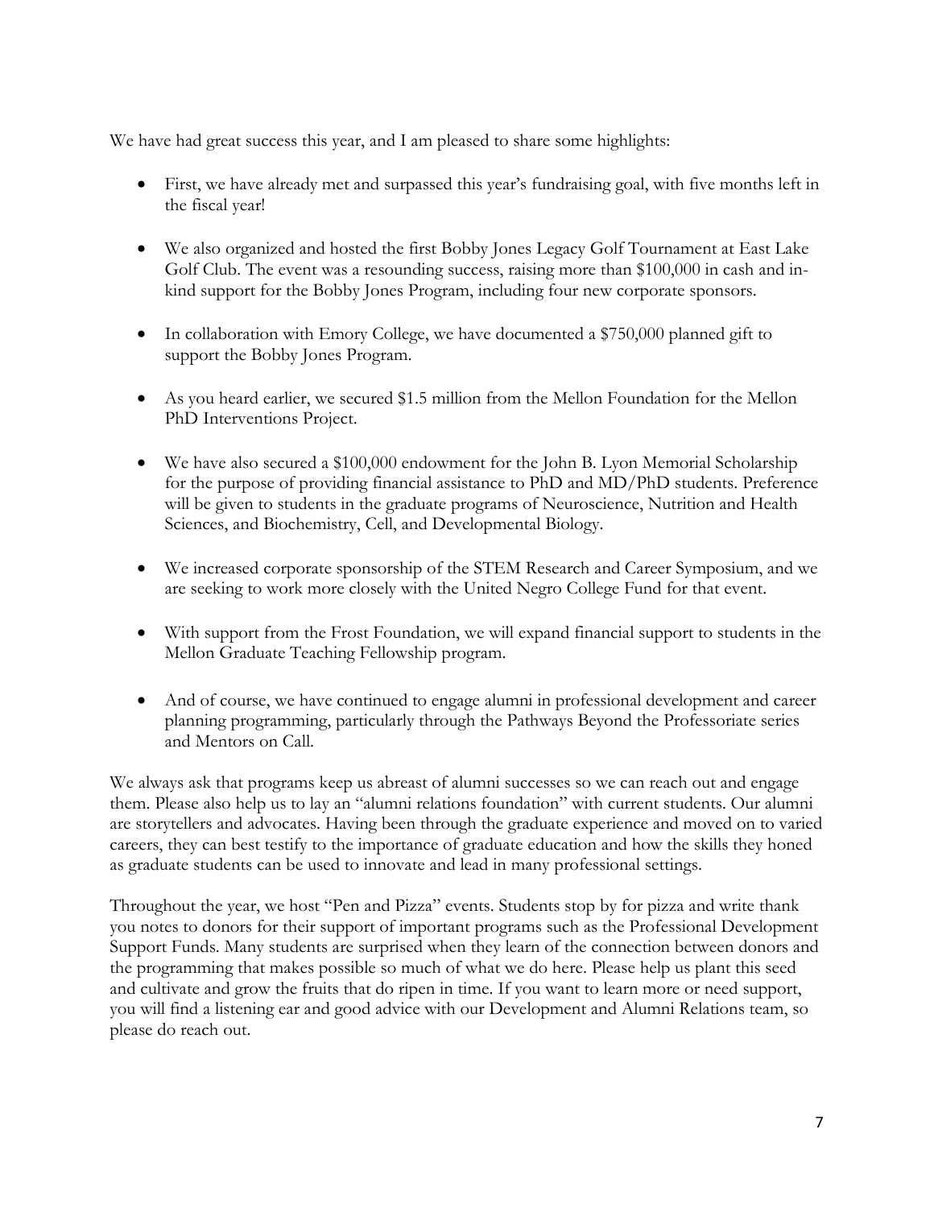We have had great success this year, and I am pleased to share some highlights:

- First, we have already met and surpassed this year's fundraising goal, with five months left in the fiscal year!

- We also organized and hosted the first Bobby Jones Legacy Golf Tournament at East Lake Golf Club. The event was a resounding success, raising more than $100,000 in cash and in-kind support for the Bobby Jones Program, including four new corporate sponsors.

- In collaboration with Emory College, we have documented a $750,000 planned gift to support the Bobby Jones Program.

- As you heard earlier, we secured $1.5 million from the Mellon Foundation for the Mellon PhD Interventions Project.

- We have also secured a $100,000 endowment for the John B. Lyon Memorial Scholarship for the purpose of providing financial assistance to PhD and MD/PhD students. Preference will be given to students in the graduate programs of Neuroscience, Nutrition and Health Sciences, and Biochemistry, Cell, and Developmental Biology.

- We increased corporate sponsorship of the STEM Research and Career Symposium, and we are seeking to work more closely with the United Negro College Fund for that event.

- With support from the Frost Foundation, we will expand financial support to students in the Mellon Graduate Teaching Fellowship program.

- And of course, we have continued to engage alumni in professional development and career planning programming, particularly through the Pathways Beyond the Professoriate series and Mentors on Call.

We always ask that programs keep us abreast of alumni successes so we can reach out and engage them. Please also help us to lay an "alumni relations foundation" with current students. Our alumni are storytellers and advocates. Having been through the graduate experience and moved on to varied careers, they can best testify to the importance of graduate education and how the skills they honed as graduate students can be used to innovate and lead in many professional settings.

Throughout the year, we host "Pen and Pizza" events. Students stop by for pizza and write thank you notes to donors for their support of important programs such as the Professional Development Support Funds. Many students are surprised when they learn of the connection between donors and the programming that makes possible so much of what we do here. Please help us plant this seed and cultivate and grow the fruits that do ripen in time. If you want to learn more or need support, you will find a listening ear and good advice with our Development and Alumni Relations team, so please do reach out.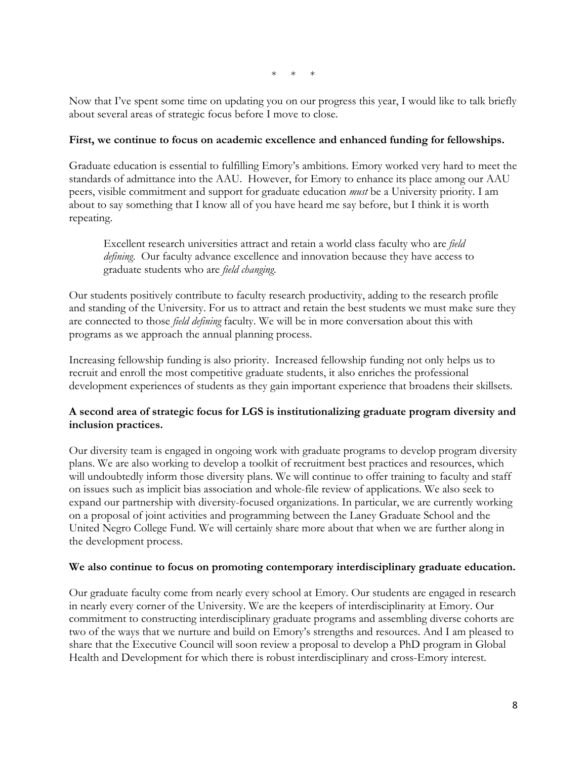\* \* \*

Now that I've spent some time on updating you on our progress this year, I would like to talk briefly about several areas of strategic focus before I move to close.

**First, we continue to focus on academic excellence and enhanced funding for fellowships.**

Graduate education is essential to fulfilling Emory's ambitions. Emory worked very hard to meet the standards of admittance into the AAU. However, for Emory to enhance its place among our AAU peers, visible commitment and support for graduate education *must* be a University priority. I am about to say something that I know all of you have heard me say before, but I think it is worth repeating.

> Excellent research universities attract and retain a world class faculty who are *field defining*. Our faculty advance excellence and innovation because they have access to graduate students who are *field changing*.

Our students positively contribute to faculty research productivity, adding to the research profile and standing of the University. For us to attract and retain the best students we must make sure they are connected to those *field defining* faculty. We will be in more conversation about this with programs as we approach the annual planning process.

Increasing fellowship funding is also priority. Increased fellowship funding not only helps us to recruit and enroll the most competitive graduate students, it also enriches the professional development experiences of students as they gain important experience that broadens their skillsets.

**A second area of strategic focus for LGS is institutionalizing graduate program diversity and inclusion practices.**

Our diversity team is engaged in ongoing work with graduate programs to develop program diversity plans. We are also working to develop a toolkit of recruitment best practices and resources, which will undoubtedly inform those diversity plans. We will continue to offer training to faculty and staff on issues such as implicit bias association and whole-file review of applications. We also seek to expand our partnership with diversity-focused organizations. In particular, we are currently working on a proposal of joint activities and programming between the Laney Graduate School and the United Negro College Fund. We will certainly share more about that when we are further along in the development process.

**We also continue to focus on promoting contemporary interdisciplinary graduate education.**

Our graduate faculty come from nearly every school at Emory. Our students are engaged in research in nearly every corner of the University. We are the keepers of interdisciplinarity at Emory. Our commitment to constructing interdisciplinary graduate programs and assembling diverse cohorts are two of the ways that we nurture and build on Emory's strengths and resources. And I am pleased to share that the Executive Council will soon review a proposal to develop a PhD program in Global Health and Development for which there is robust interdisciplinary and cross-Emory interest.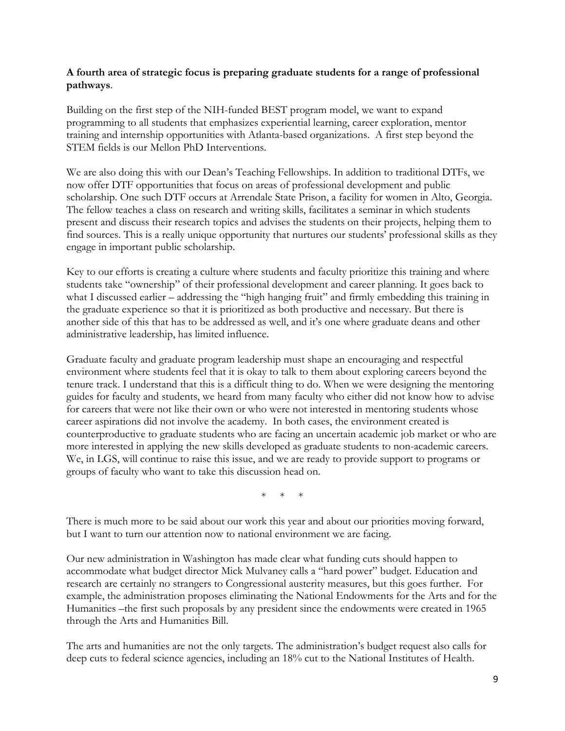**A fourth area of strategic focus is preparing graduate students for a range of professional pathways**.

Building on the first step of the NIH-funded BEST program model, we want to expand programming to all students that emphasizes experiential learning, career exploration, mentor training and internship opportunities with Atlanta-based organizations. A first step beyond the STEM fields is our Mellon PhD Interventions.

We are also doing this with our Dean's Teaching Fellowships. In addition to traditional DTFs, we now offer DTF opportunities that focus on areas of professional development and public scholarship. One such DTF occurs at Arrendale State Prison, a facility for women in Alto, Georgia. The fellow teaches a class on research and writing skills, facilitates a seminar in which students present and discuss their research topics and advises the students on their projects, helping them to find sources. This is a really unique opportunity that nurtures our students' professional skills as they engage in important public scholarship.

Key to our efforts is creating a culture where students and faculty prioritize this training and where students take "ownership" of their professional development and career planning. It goes back to what I discussed earlier – addressing the "high hanging fruit" and firmly embedding this training in the graduate experience so that it is prioritized as both productive and necessary. But there is another side of this that has to be addressed as well, and it's one where graduate deans and other administrative leadership, has limited influence.

Graduate faculty and graduate program leadership must shape an encouraging and respectful environment where students feel that it is okay to talk to them about exploring careers beyond the tenure track. I understand that this is a difficult thing to do. When we were designing the mentoring guides for faculty and students, we heard from many faculty who either did not know how to advise for careers that were not like their own or who were not interested in mentoring students whose career aspirations did not involve the academy. In both cases, the environment created is counterproductive to graduate students who are facing an uncertain academic job market or who are more interested in applying the new skills developed as graduate students to non-academic careers. We, in LGS, will continue to raise this issue, and we are ready to provide support to programs or groups of faculty who want to take this discussion head on.

\* \* \*

There is much more to be said about our work this year and about our priorities moving forward, but I want to turn our attention now to national environment we are facing.

Our new administration in Washington has made clear what funding cuts should happen to accommodate what budget director Mick Mulvaney calls a "hard power" budget. Education and research are certainly no strangers to Congressional austerity measures, but this goes further. For example, the administration proposes eliminating the National Endowments for the Arts and for the Humanities –the first such proposals by any president since the endowments were created in 1965 through the Arts and Humanities Bill.

The arts and humanities are not the only targets. The administration's budget request also calls for deep cuts to federal science agencies, including an 18% cut to the National Institutes of Health.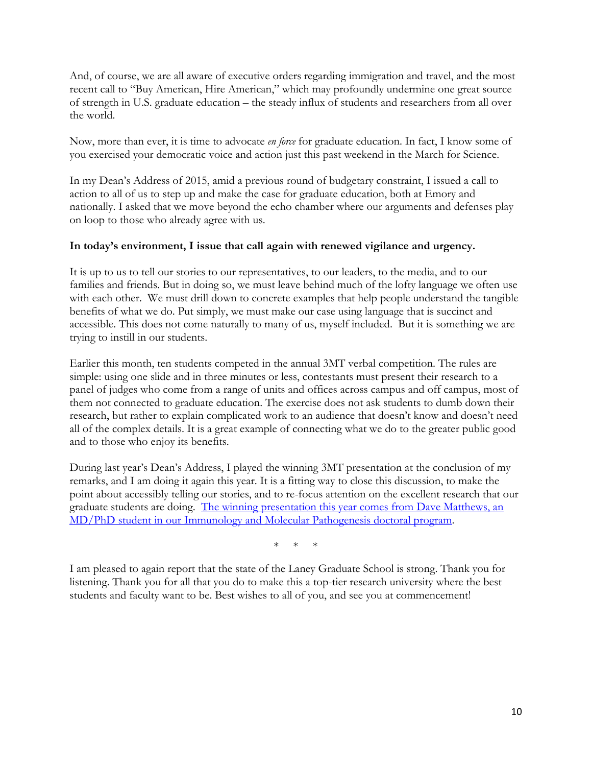And, of course, we are all aware of executive orders regarding immigration and travel, and the most recent call to "Buy American, Hire American," which may profoundly undermine one great source of strength in U.S. graduate education – the steady influx of students and researchers from all over the world.

Now, more than ever, it is time to advocate *en force* for graduate education. In fact, I know some of you exercised your democratic voice and action just this past weekend in the March for Science.

In my Dean's Address of 2015, amid a previous round of budgetary constraint, I issued a call to action to all of us to step up and make the case for graduate education, both at Emory and nationally. I asked that we move beyond the echo chamber where our arguments and defenses play on loop to those who already agree with us.

**In today's environment, I issue that call again with renewed vigilance and urgency.**

It is up to us to tell our stories to our representatives, to our leaders, to the media, and to our families and friends. But in doing so, we must leave behind much of the lofty language we often use with each other. We must drill down to concrete examples that help people understand the tangible benefits of what we do. Put simply, we must make our case using language that is succinct and accessible. This does not come naturally to many of us, myself included. But it is something we are trying to instill in our students.

Earlier this month, ten students competed in the annual 3MT verbal competition. The rules are simple: using one slide and in three minutes or less, contestants must present their research to a panel of judges who come from a range of units and offices across campus and off campus, most of them not connected to graduate education. The exercise does not ask students to dumb down their research, but rather to explain complicated work to an audience that doesn't know and doesn't need all of the complex details. It is a great example of connecting what we do to the greater public good and to those who enjoy its benefits.

During last year's Dean's Address, I played the winning 3MT presentation at the conclusion of my remarks, and I am doing it again this year. It is a fitting way to close this discussion, to make the point about accessibly telling our stories, and to re-focus attention on the excellent research that our graduate students are doing. The winning presentation this year comes from Dave Matthews, an MD/PhD student in our Immunology and Molecular Pathogenesis doctoral program.

\* \* \*

I am pleased to again report that the state of the Laney Graduate School is strong. Thank you for listening. Thank you for all that you do to make this a top-tier research university where the best students and faculty want to be. Best wishes to all of you, and see you at commencement!